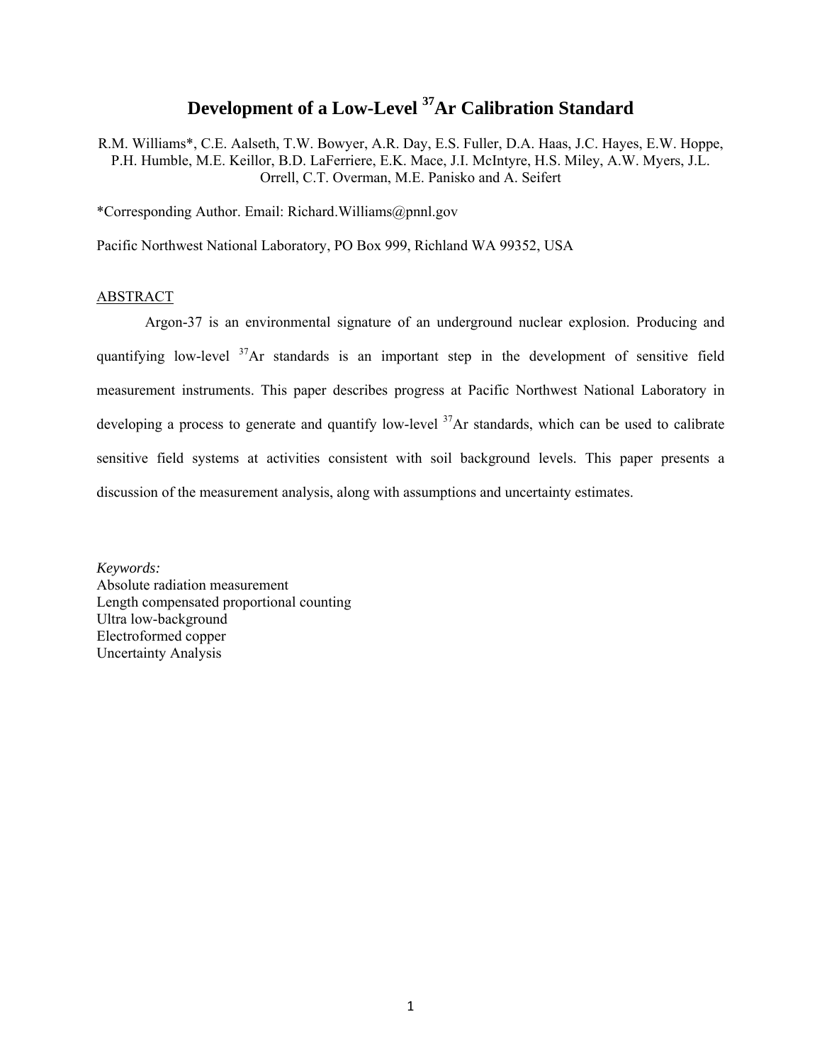# Development of a Low-Level $^{37}$Ar Calibration Standard

R.M. Williams*, C.E. Aalseth, T.W. Bowyer, A.R. Day, E.S. Fuller, D.A. Haas, J.C. Hayes, E.W. Hoppe, P.H. Humble, M.E. Keillor, B.D. LaFerriere, E.K. Mace, J.I. McIntyre, H.S. Miley, A.W. Myers, J.L. Orrell, C.T. Overman, M.E. Panisko and A. Seifert

*Corresponding Author. Email: Richard.Williams@pnnl.gov

Pacific Northwest National Laboratory, PO Box 999, Richland WA 99352, USA

## ABSTRACT

Argon-37 is an environmental signature of an underground nuclear explosion. Producing and quantifying low-level $^{37}$Ar standards is an important step in the development of sensitive field measurement instruments. This paper describes progress at Pacific Northwest National Laboratory in developing a process to generate and quantify low-level $^{37}$Ar standards, which can be used to calibrate sensitive field systems at activities consistent with soil background levels. This paper presents a discussion of the measurement analysis, along with assumptions and uncertainty estimates.

*Keywords:*
Absolute radiation measurement
Length compensated proportional counting
Ultra low-background
Electroformed copper
Uncertainty Analysis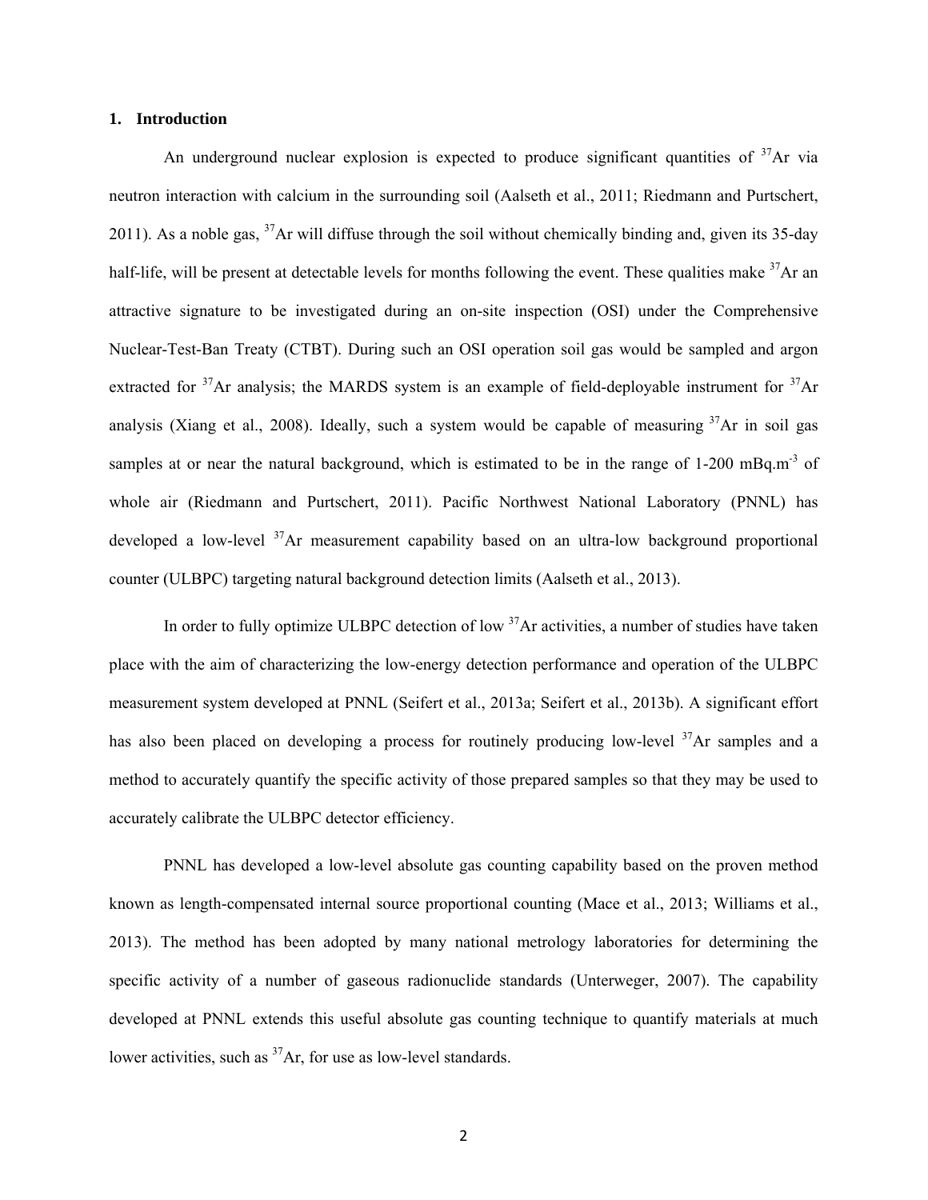## 1. Introduction

An underground nuclear explosion is expected to produce significant quantities of $^{37}$Ar via neutron interaction with calcium in the surrounding soil (Aalseth et al., 2011; Riedmann and Purtschert, 2011). As a noble gas, $^{37}$Ar will diffuse through the soil without chemically binding and, given its 35-day half-life, will be present at detectable levels for months following the event. These qualities make $^{37}$Ar an attractive signature to be investigated during an on-site inspection (OSI) under the Comprehensive Nuclear-Test-Ban Treaty (CTBT). During such an OSI operation soil gas would be sampled and argon extracted for $^{37}$Ar analysis; the MARDS system is an example of field-deployable instrument for $^{37}$Ar analysis (Xiang et al., 2008). Ideally, such a system would be capable of measuring $^{37}$Ar in soil gas samples at or near the natural background, which is estimated to be in the range of 1-200 mBq.m$^{-3}$ of whole air (Riedmann and Purtschert, 2011). Pacific Northwest National Laboratory (PNNL) has developed a low-level $^{37}$Ar measurement capability based on an ultra-low background proportional counter (ULBPC) targeting natural background detection limits (Aalseth et al., 2013).

In order to fully optimize ULBPC detection of low $^{37}$Ar activities, a number of studies have taken place with the aim of characterizing the low-energy detection performance and operation of the ULBPC measurement system developed at PNNL (Seifert et al., 2013a; Seifert et al., 2013b). A significant effort has also been placed on developing a process for routinely producing low-level $^{37}$Ar samples and a method to accurately quantify the specific activity of those prepared samples so that they may be used to accurately calibrate the ULBPC detector efficiency.

PNNL has developed a low-level absolute gas counting capability based on the proven method known as length-compensated internal source proportional counting (Mace et al., 2013; Williams et al., 2013). The method has been adopted by many national metrology laboratories for determining the specific activity of a number of gaseous radionuclide standards (Unterweger, 2007). The capability developed at PNNL extends this useful absolute gas counting technique to quantify materials at much lower activities, such as $^{37}$Ar, for use as low-level standards.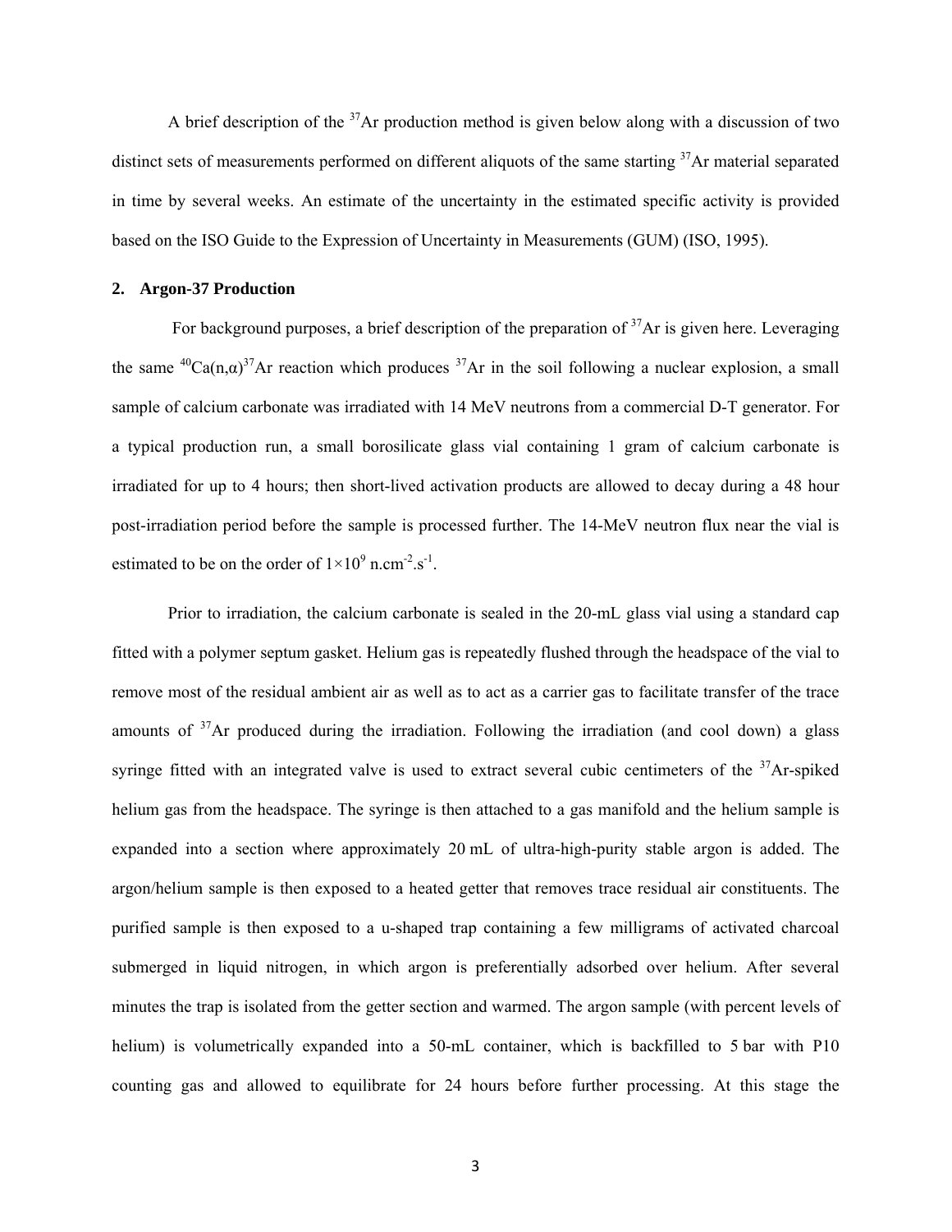A brief description of the $^{37}$Ar production method is given below along with a discussion of two distinct sets of measurements performed on different aliquots of the same starting $^{37}$Ar material separated in time by several weeks. An estimate of the uncertainty in the estimated specific activity is provided based on the ISO Guide to the Expression of Uncertainty in Measurements (GUM) (ISO, 1995).

## 2. Argon-37 Production

For background purposes, a brief description of the preparation of $^{37}$Ar is given here. Leveraging the same $^{40}$Ca(n,α)$^{37}$Ar reaction which produces $^{37}$Ar in the soil following a nuclear explosion, a small sample of calcium carbonate was irradiated with 14 MeV neutrons from a commercial D-T generator. For a typical production run, a small borosilicate glass vial containing 1 gram of calcium carbonate is irradiated for up to 4 hours; then short-lived activation products are allowed to decay during a 48 hour post-irradiation period before the sample is processed further. The 14-MeV neutron flux near the vial is estimated to be on the order of $1\times10^9$ n.cm$^{-2}$.s$^{-1}$.

Prior to irradiation, the calcium carbonate is sealed in the 20-mL glass vial using a standard cap fitted with a polymer septum gasket. Helium gas is repeatedly flushed through the headspace of the vial to remove most of the residual ambient air as well as to act as a carrier gas to facilitate transfer of the trace amounts of $^{37}$Ar produced during the irradiation. Following the irradiation (and cool down) a glass syringe fitted with an integrated valve is used to extract several cubic centimeters of the $^{37}$Ar-spiked helium gas from the headspace. The syringe is then attached to a gas manifold and the helium sample is expanded into a section where approximately 20 mL of ultra-high-purity stable argon is added. The argon/helium sample is then exposed to a heated getter that removes trace residual air constituents. The purified sample is then exposed to a u-shaped trap containing a few milligrams of activated charcoal submerged in liquid nitrogen, in which argon is preferentially adsorbed over helium. After several minutes the trap is isolated from the getter section and warmed. The argon sample (with percent levels of helium) is volumetrically expanded into a 50-mL container, which is backfilled to 5 bar with P10 counting gas and allowed to equilibrate for 24 hours before further processing. At this stage the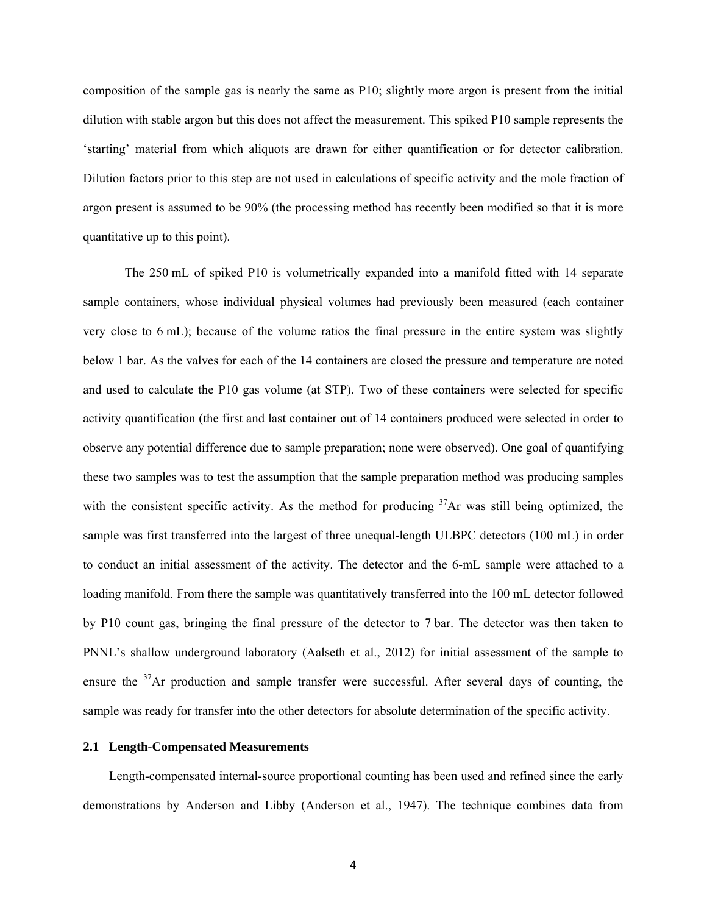composition of the sample gas is nearly the same as P10; slightly more argon is present from the initial dilution with stable argon but this does not affect the measurement. This spiked P10 sample represents the 'starting' material from which aliquots are drawn for either quantification or for detector calibration. Dilution factors prior to this step are not used in calculations of specific activity and the mole fraction of argon present is assumed to be 90% (the processing method has recently been modified so that it is more quantitative up to this point).

The 250 mL of spiked P10 is volumetrically expanded into a manifold fitted with 14 separate sample containers, whose individual physical volumes had previously been measured (each container very close to 6 mL); because of the volume ratios the final pressure in the entire system was slightly below 1 bar. As the valves for each of the 14 containers are closed the pressure and temperature are noted and used to calculate the P10 gas volume (at STP). Two of these containers were selected for specific activity quantification (the first and last container out of 14 containers produced were selected in order to observe any potential difference due to sample preparation; none were observed). One goal of quantifying these two samples was to test the assumption that the sample preparation method was producing samples with the consistent specific activity. As the method for producing $^{37}$Ar was still being optimized, the sample was first transferred into the largest of three unequal-length ULBPC detectors (100 mL) in order to conduct an initial assessment of the activity. The detector and the 6-mL sample were attached to a loading manifold. From there the sample was quantitatively transferred into the 100 mL detector followed by P10 count gas, bringing the final pressure of the detector to 7 bar. The detector was then taken to PNNL's shallow underground laboratory (Aalseth et al., 2012) for initial assessment of the sample to ensure the $^{37}$Ar production and sample transfer were successful. After several days of counting, the sample was ready for transfer into the other detectors for absolute determination of the specific activity.

## 2.1 Length-Compensated Measurements

Length-compensated internal-source proportional counting has been used and refined since the early demonstrations by Anderson and Libby (Anderson et al., 1947). The technique combines data from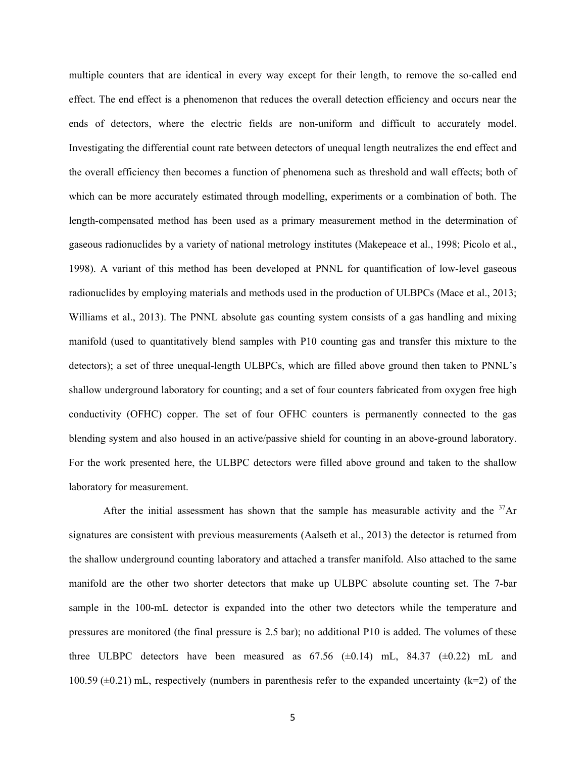multiple counters that are identical in every way except for their length, to remove the so-called end effect. The end effect is a phenomenon that reduces the overall detection efficiency and occurs near the ends of detectors, where the electric fields are non-uniform and difficult to accurately model. Investigating the differential count rate between detectors of unequal length neutralizes the end effect and the overall efficiency then becomes a function of phenomena such as threshold and wall effects; both of which can be more accurately estimated through modelling, experiments or a combination of both. The length-compensated method has been used as a primary measurement method in the determination of gaseous radionuclides by a variety of national metrology institutes (Makepeace et al., 1998; Picolo et al., 1998). A variant of this method has been developed at PNNL for quantification of low-level gaseous radionuclides by employing materials and methods used in the production of ULBPCs (Mace et al., 2013; Williams et al., 2013). The PNNL absolute gas counting system consists of a gas handling and mixing manifold (used to quantitatively blend samples with P10 counting gas and transfer this mixture to the detectors); a set of three unequal-length ULBPCs, which are filled above ground then taken to PNNL's shallow underground laboratory for counting; and a set of four counters fabricated from oxygen free high conductivity (OFHC) copper. The set of four OFHC counters is permanently connected to the gas blending system and also housed in an active/passive shield for counting in an above-ground laboratory. For the work presented here, the ULBPC detectors were filled above ground and taken to the shallow laboratory for measurement.

After the initial assessment has shown that the sample has measurable activity and the $^{37}$Ar signatures are consistent with previous measurements (Aalseth et al., 2013) the detector is returned from the shallow underground counting laboratory and attached a transfer manifold. Also attached to the same manifold are the other two shorter detectors that make up ULBPC absolute counting set. The 7-bar sample in the 100-mL detector is expanded into the other two detectors while the temperature and pressures are monitored (the final pressure is 2.5 bar); no additional P10 is added. The volumes of these three ULBPC detectors have been measured as 67.56 (±0.14) mL, 84.37 (±0.22) mL and 100.59 (±0.21) mL, respectively (numbers in parenthesis refer to the expanded uncertainty (k=2) of the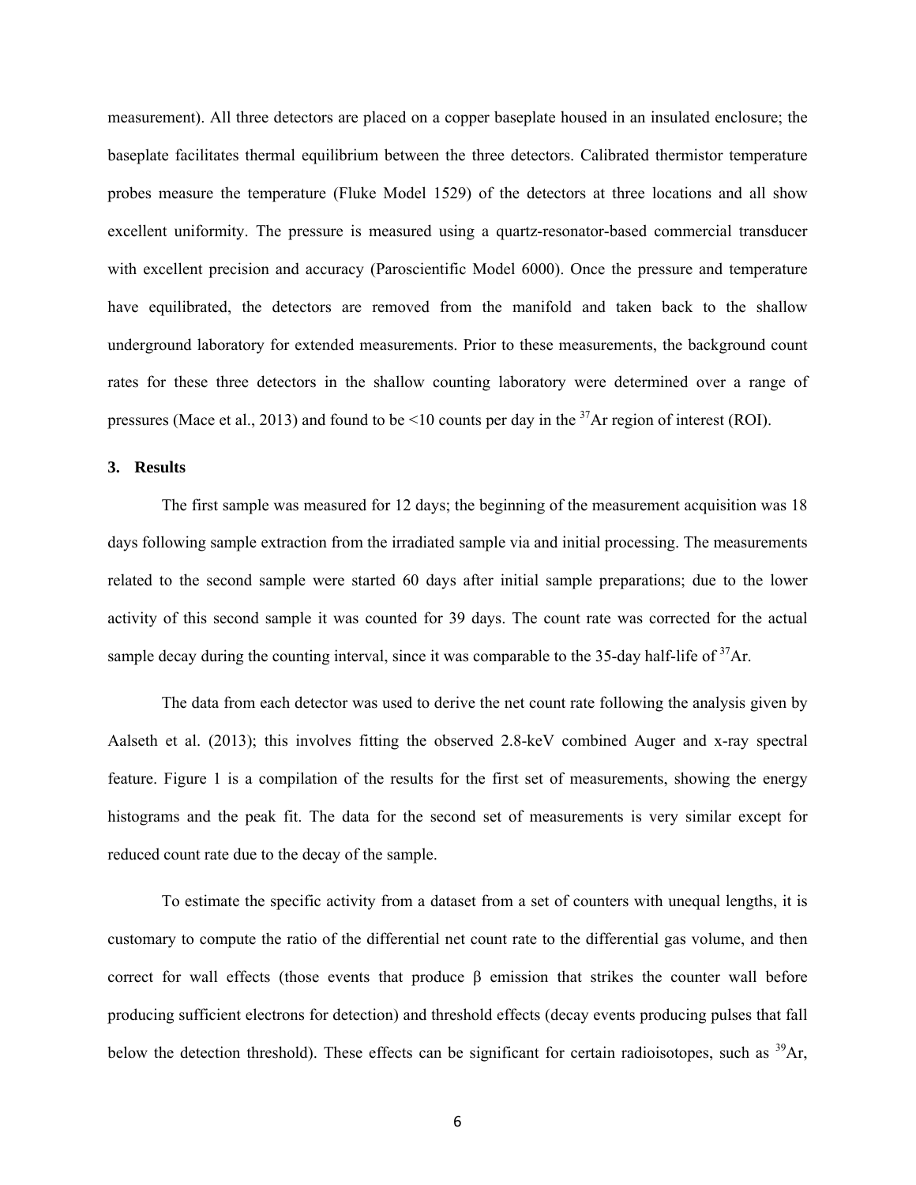measurement). All three detectors are placed on a copper baseplate housed in an insulated enclosure; the baseplate facilitates thermal equilibrium between the three detectors. Calibrated thermistor temperature probes measure the temperature (Fluke Model 1529) of the detectors at three locations and all show excellent uniformity. The pressure is measured using a quartz-resonator-based commercial transducer with excellent precision and accuracy (Paroscientific Model 6000). Once the pressure and temperature have equilibrated, the detectors are removed from the manifold and taken back to the shallow underground laboratory for extended measurements. Prior to these measurements, the background count rates for these three detectors in the shallow counting laboratory were determined over a range of pressures (Mace et al., 2013) and found to be <10 counts per day in the $^{37}$Ar region of interest (ROI).

## 3. Results

The first sample was measured for 12 days; the beginning of the measurement acquisition was 18 days following sample extraction from the irradiated sample via and initial processing. The measurements related to the second sample were started 60 days after initial sample preparations; due to the lower activity of this second sample it was counted for 39 days. The count rate was corrected for the actual sample decay during the counting interval, since it was comparable to the 35-day half-life of $^{37}$Ar.

The data from each detector was used to derive the net count rate following the analysis given by Aalseth et al. (2013); this involves fitting the observed 2.8-keV combined Auger and x-ray spectral feature. Figure 1 is a compilation of the results for the first set of measurements, showing the energy histograms and the peak fit. The data for the second set of measurements is very similar except for reduced count rate due to the decay of the sample.

To estimate the specific activity from a dataset from a set of counters with unequal lengths, it is customary to compute the ratio of the differential net count rate to the differential gas volume, and then correct for wall effects (those events that produce β emission that strikes the counter wall before producing sufficient electrons for detection) and threshold effects (decay events producing pulses that fall below the detection threshold). These effects can be significant for certain radioisotopes, such as $^{39}$Ar,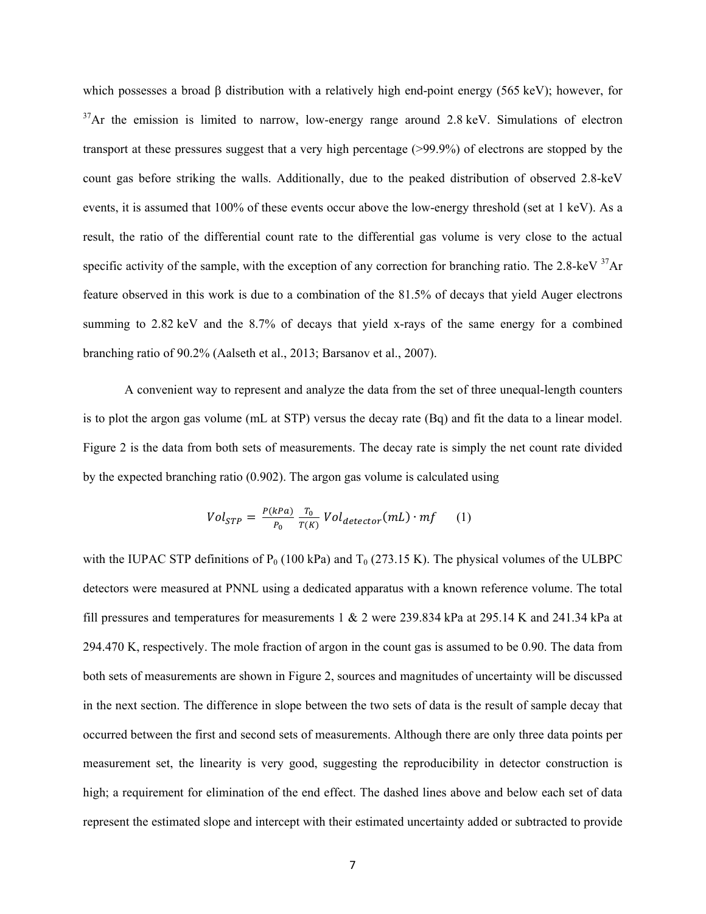which possesses a broad β distribution with a relatively high end-point energy (565 keV); however, for $^{37}$Ar the emission is limited to narrow, low-energy range around 2.8 keV. Simulations of electron transport at these pressures suggest that a very high percentage (>99.9%) of electrons are stopped by the count gas before striking the walls. Additionally, due to the peaked distribution of observed 2.8-keV events, it is assumed that 100% of these events occur above the low-energy threshold (set at 1 keV). As a result, the ratio of the differential count rate to the differential gas volume is very close to the actual specific activity of the sample, with the exception of any correction for branching ratio. The 2.8-keV $^{37}$Ar feature observed in this work is due to a combination of the 81.5% of decays that yield Auger electrons summing to 2.82 keV and the 8.7% of decays that yield x-rays of the same energy for a combined branching ratio of 90.2% (Aalseth et al., 2013; Barsanov et al., 2007).

A convenient way to represent and analyze the data from the set of three unequal-length counters is to plot the argon gas volume (mL at STP) versus the decay rate (Bq) and fit the data to a linear model. Figure 2 is the data from both sets of measurements. The decay rate is simply the net count rate divided by the expected branching ratio (0.902). The argon gas volume is calculated using

$$Vol_{STP} = \frac{P(kPa)}{P_0} \frac{T_0}{T(K)} Vol_{detector}(mL) \cdot mf \qquad (1)$$

with the IUPAC STP definitions of $P_0$ (100 kPa) and $T_0$ (273.15 K). The physical volumes of the ULBPC detectors were measured at PNNL using a dedicated apparatus with a known reference volume. The total fill pressures and temperatures for measurements 1 & 2 were 239.834 kPa at 295.14 K and 241.34 kPa at 294.470 K, respectively. The mole fraction of argon in the count gas is assumed to be 0.90. The data from both sets of measurements are shown in Figure 2, sources and magnitudes of uncertainty will be discussed in the next section. The difference in slope between the two sets of data is the result of sample decay that occurred between the first and second sets of measurements. Although there are only three data points per measurement set, the linearity is very good, suggesting the reproducibility in detector construction is high; a requirement for elimination of the end effect. The dashed lines above and below each set of data represent the estimated slope and intercept with their estimated uncertainty added or subtracted to provide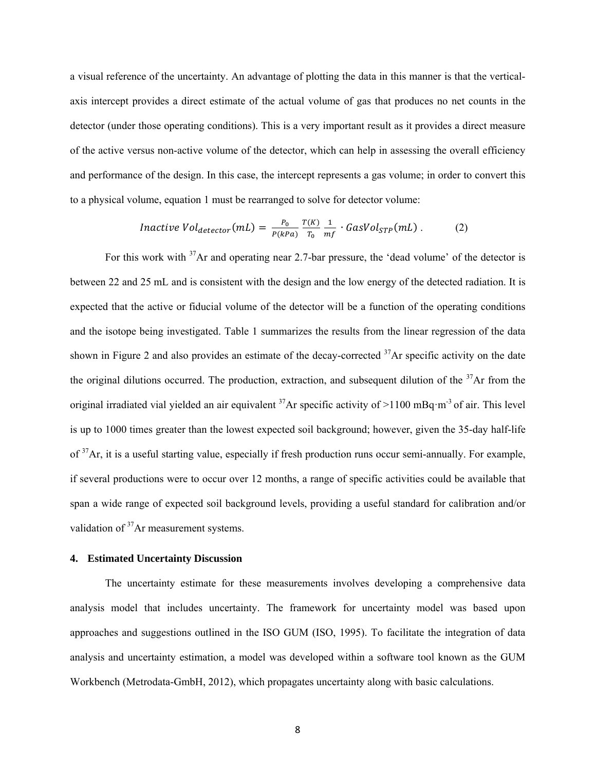a visual reference of the uncertainty. An advantage of plotting the data in this manner is that the vertical-axis intercept provides a direct estimate of the actual volume of gas that produces no net counts in the detector (under those operating conditions). This is a very important result as it provides a direct measure of the active versus non-active volume of the detector, which can help in assessing the overall efficiency and performance of the design. In this case, the intercept represents a gas volume; in order to convert this to a physical volume, equation 1 must be rearranged to solve for detector volume:

$$Inactive\ Vol_{detector}(mL) = \frac{P_0}{P(kPa)} \frac{T(K)}{T_0} \frac{1}{mf} \cdot GasVol_{STP}(mL)\ . \qquad (2)$$

For this work with $^{37}$Ar and operating near 2.7-bar pressure, the 'dead volume' of the detector is between 22 and 25 mL and is consistent with the design and the low energy of the detected radiation. It is expected that the active or fiducial volume of the detector will be a function of the operating conditions and the isotope being investigated. Table 1 summarizes the results from the linear regression of the data shown in Figure 2 and also provides an estimate of the decay-corrected $^{37}$Ar specific activity on the date the original dilutions occurred. The production, extraction, and subsequent dilution of the $^{37}$Ar from the original irradiated vial yielded an air equivalent $^{37}$Ar specific activity of >1100 mBq·m$^{-3}$ of air. This level is up to 1000 times greater than the lowest expected soil background; however, given the 35-day half-life of $^{37}$Ar, it is a useful starting value, especially if fresh production runs occur semi-annually. For example, if several productions were to occur over 12 months, a range of specific activities could be available that span a wide range of expected soil background levels, providing a useful standard for calibration and/or validation of $^{37}$Ar measurement systems.

## 4. Estimated Uncertainty Discussion

The uncertainty estimate for these measurements involves developing a comprehensive data analysis model that includes uncertainty. The framework for uncertainty model was based upon approaches and suggestions outlined in the ISO GUM (ISO, 1995). To facilitate the integration of data analysis and uncertainty estimation, a model was developed within a software tool known as the GUM Workbench (Metrodata-GmbH, 2012), which propagates uncertainty along with basic calculations.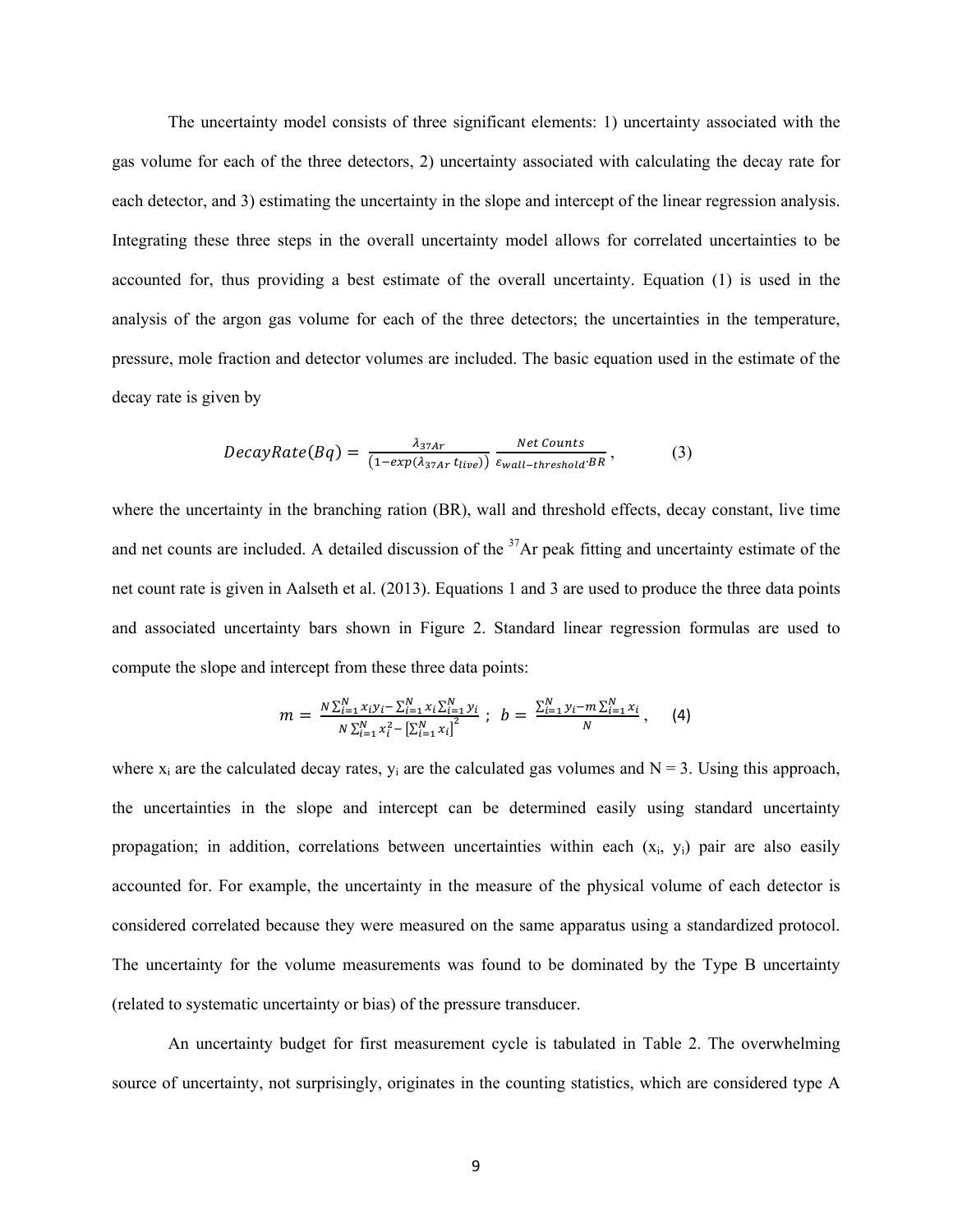The uncertainty model consists of three significant elements: 1) uncertainty associated with the gas volume for each of the three detectors, 2) uncertainty associated with calculating the decay rate for each detector, and 3) estimating the uncertainty in the slope and intercept of the linear regression analysis. Integrating these three steps in the overall uncertainty model allows for correlated uncertainties to be accounted for, thus providing a best estimate of the overall uncertainty. Equation (1) is used in the analysis of the argon gas volume for each of the three detectors; the uncertainties in the temperature, pressure, mole fraction and detector volumes are included. The basic equation used in the estimate of the decay rate is given by

$$DecayRate(Bq) = \frac{\lambda_{37Ar}}{(1-exp(\lambda_{37Ar}\, t_{live}))} \frac{Net\ Counts}{\varepsilon_{wall-threshold} \cdot BR}, \qquad (3)$$

where the uncertainty in the branching ration (BR), wall and threshold effects, decay constant, live time and net counts are included. A detailed discussion of the $^{37}$Ar peak fitting and uncertainty estimate of the net count rate is given in Aalseth et al. (2013). Equations 1 and 3 are used to produce the three data points and associated uncertainty bars shown in Figure 2. Standard linear regression formulas are used to compute the slope and intercept from these three data points:

$$m = \frac{N\sum_{i=1}^{N} x_i y_i - \sum_{i=1}^{N} x_i \sum_{i=1}^{N} y_i}{N\sum_{i=1}^{N} x_i^2 - \left[\sum_{i=1}^{N} x_i\right]^2} \ ; \ b = \frac{\sum_{i=1}^{N} y_i - m\sum_{i=1}^{N} x_i}{N}, \qquad (4)$$

where $x_i$ are the calculated decay rates, $y_i$ are the calculated gas volumes and N = 3. Using this approach, the uncertainties in the slope and intercept can be determined easily using standard uncertainty propagation; in addition, correlations between uncertainties within each ($x_i$, $y_i$) pair are also easily accounted for. For example, the uncertainty in the measure of the physical volume of each detector is considered correlated because they were measured on the same apparatus using a standardized protocol. The uncertainty for the volume measurements was found to be dominated by the Type B uncertainty (related to systematic uncertainty or bias) of the pressure transducer.

An uncertainty budget for first measurement cycle is tabulated in Table 2. The overwhelming source of uncertainty, not surprisingly, originates in the counting statistics, which are considered type A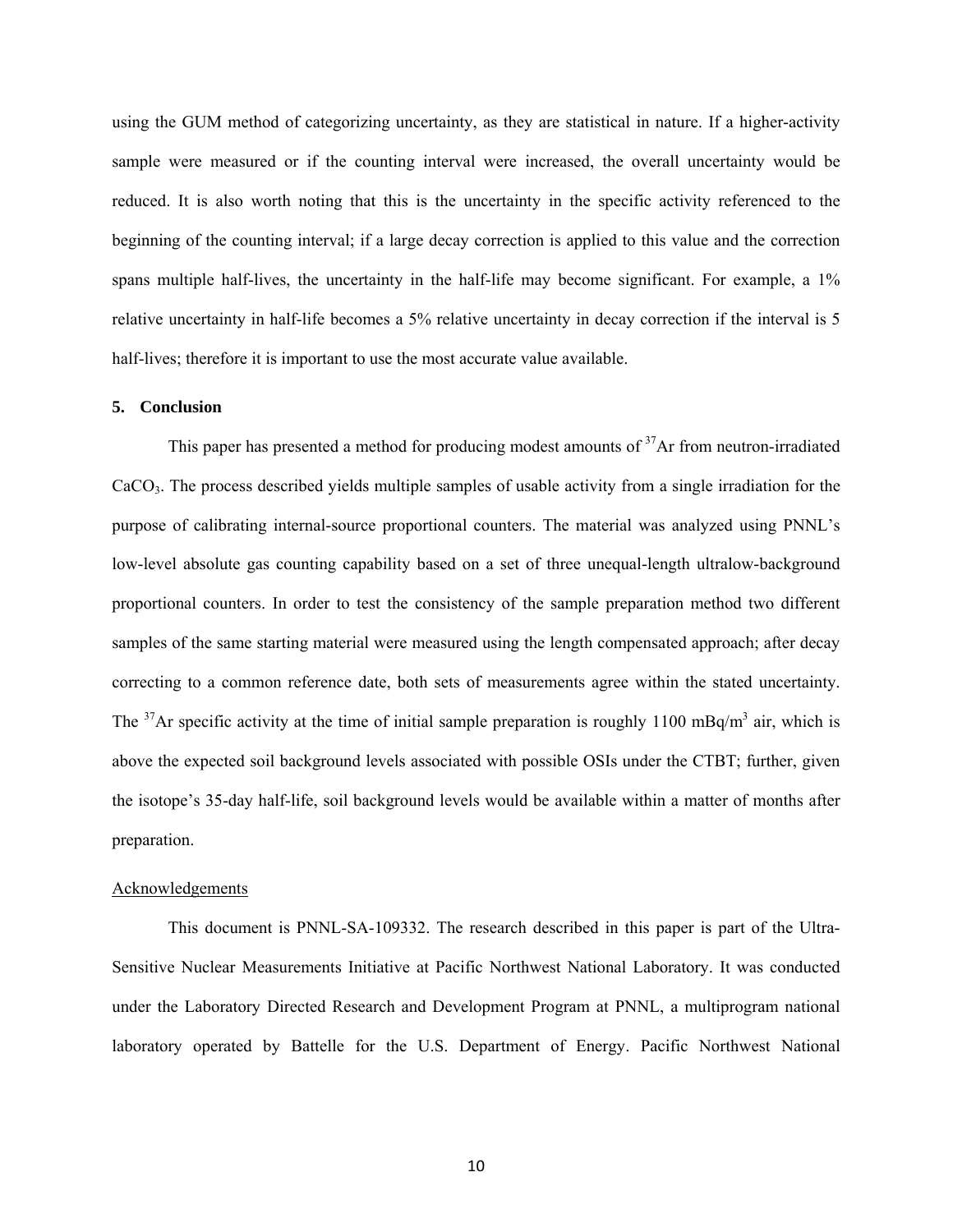using the GUM method of categorizing uncertainty, as they are statistical in nature. If a higher-activity sample were measured or if the counting interval were increased, the overall uncertainty would be reduced. It is also worth noting that this is the uncertainty in the specific activity referenced to the beginning of the counting interval; if a large decay correction is applied to this value and the correction spans multiple half-lives, the uncertainty in the half-life may become significant. For example, a 1% relative uncertainty in half-life becomes a 5% relative uncertainty in decay correction if the interval is 5 half-lives; therefore it is important to use the most accurate value available.

## 5. Conclusion

This paper has presented a method for producing modest amounts of $^{37}$Ar from neutron-irradiated $CaCO_3$. The process described yields multiple samples of usable activity from a single irradiation for the purpose of calibrating internal-source proportional counters. The material was analyzed using PNNL's low-level absolute gas counting capability based on a set of three unequal-length ultralow-background proportional counters. In order to test the consistency of the sample preparation method two different samples of the same starting material were measured using the length compensated approach; after decay correcting to a common reference date, both sets of measurements agree within the stated uncertainty. The $^{37}$Ar specific activity at the time of initial sample preparation is roughly 1100 mBq/m$^3$ air, which is above the expected soil background levels associated with possible OSIs under the CTBT; further, given the isotope's 35-day half-life, soil background levels would be available within a matter of months after preparation.

Acknowledgements

This document is PNNL-SA-109332. The research described in this paper is part of the Ultra-Sensitive Nuclear Measurements Initiative at Pacific Northwest National Laboratory. It was conducted under the Laboratory Directed Research and Development Program at PNNL, a multiprogram national laboratory operated by Battelle for the U.S. Department of Energy. Pacific Northwest National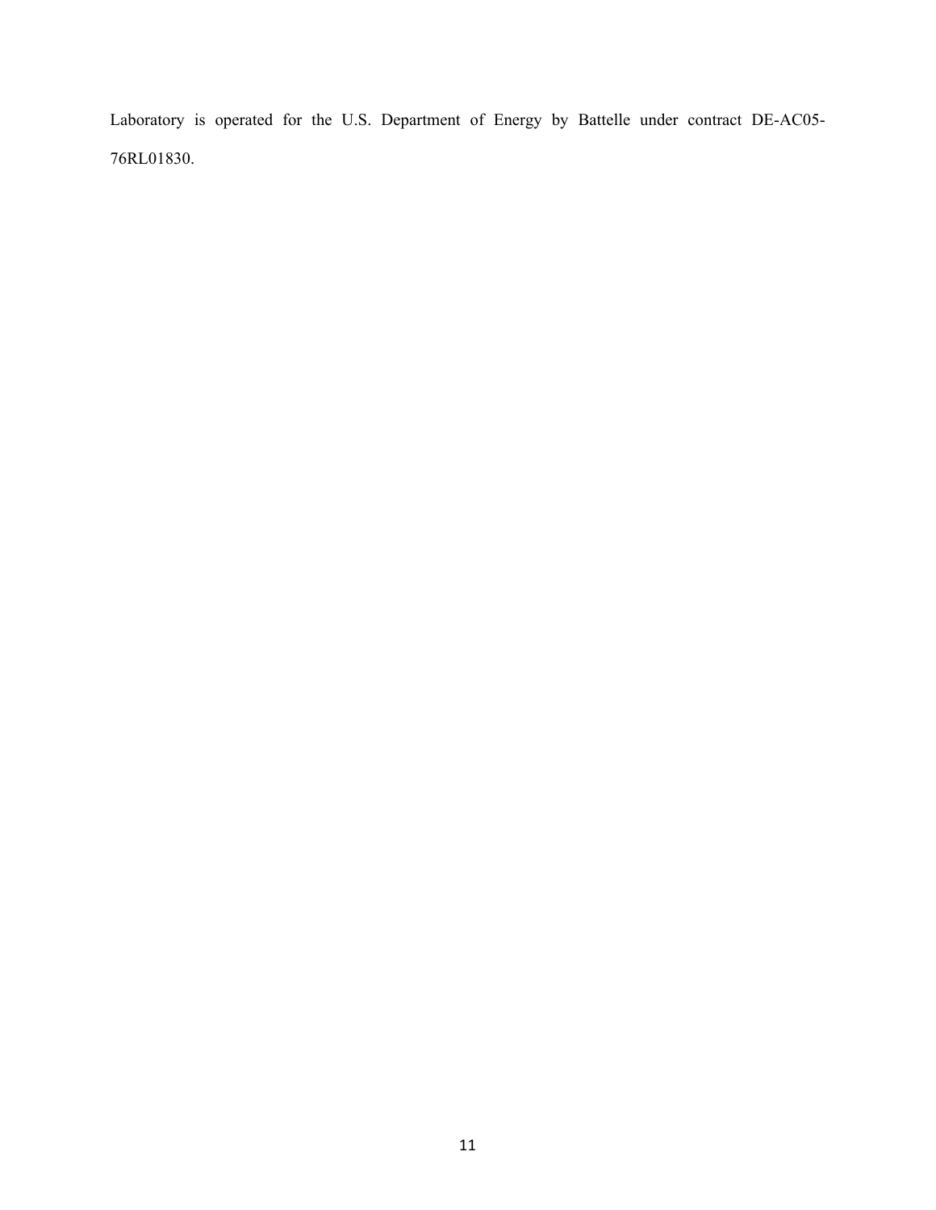Laboratory is operated for the U.S. Department of Energy by Battelle under contract DE-AC05-76RL01830.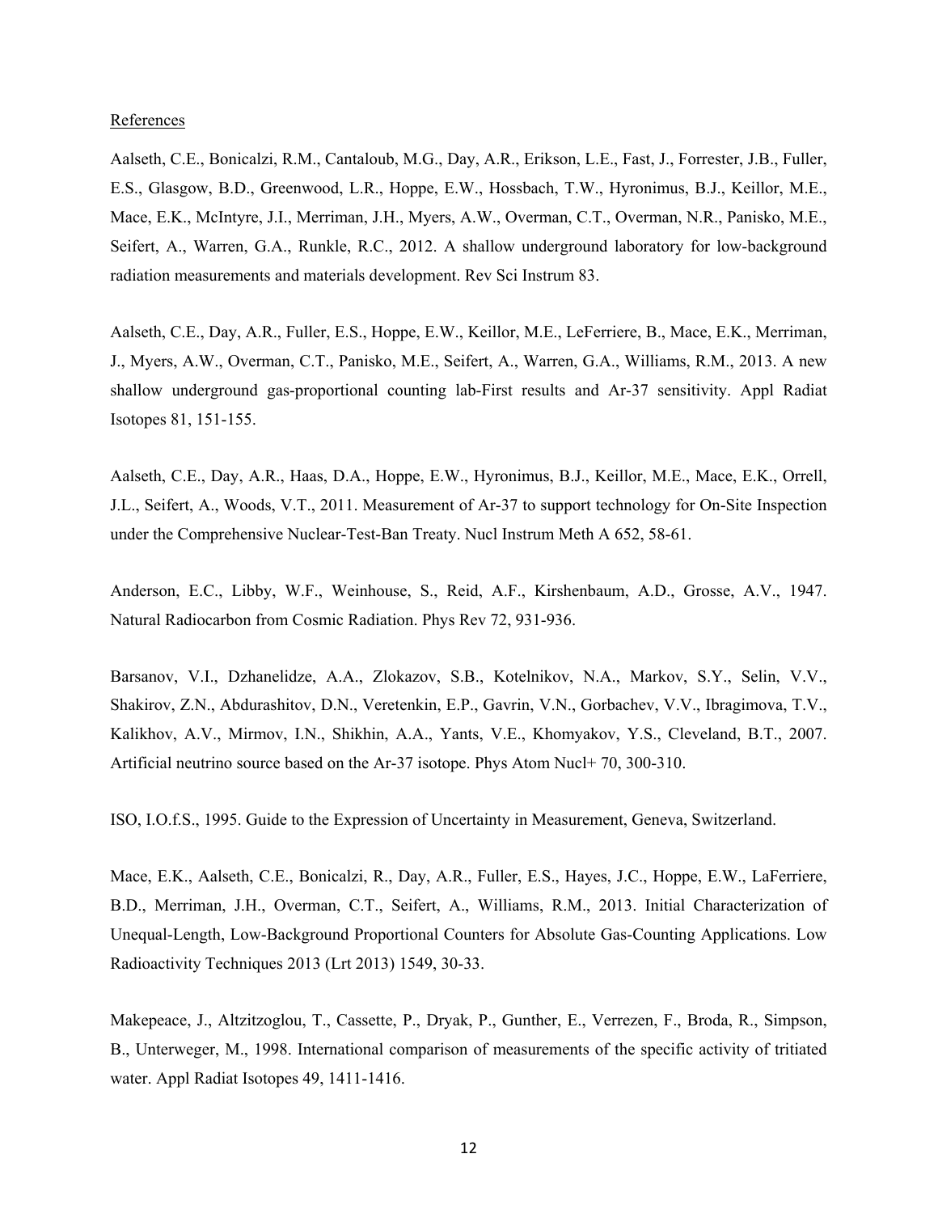References

Aalseth, C.E., Bonicalzi, R.M., Cantaloub, M.G., Day, A.R., Erikson, L.E., Fast, J., Forrester, J.B., Fuller, E.S., Glasgow, B.D., Greenwood, L.R., Hoppe, E.W., Hossbach, T.W., Hyronimus, B.J., Keillor, M.E., Mace, E.K., McIntyre, J.I., Merriman, J.H., Myers, A.W., Overman, C.T., Overman, N.R., Panisko, M.E., Seifert, A., Warren, G.A., Runkle, R.C., 2012. A shallow underground laboratory for low-background radiation measurements and materials development. Rev Sci Instrum 83.

Aalseth, C.E., Day, A.R., Fuller, E.S., Hoppe, E.W., Keillor, M.E., LeFerriere, B., Mace, E.K., Merriman, J., Myers, A.W., Overman, C.T., Panisko, M.E., Seifert, A., Warren, G.A., Williams, R.M., 2013. A new shallow underground gas-proportional counting lab-First results and Ar-37 sensitivity. Appl Radiat Isotopes 81, 151-155.

Aalseth, C.E., Day, A.R., Haas, D.A., Hoppe, E.W., Hyronimus, B.J., Keillor, M.E., Mace, E.K., Orrell, J.L., Seifert, A., Woods, V.T., 2011. Measurement of Ar-37 to support technology for On-Site Inspection under the Comprehensive Nuclear-Test-Ban Treaty. Nucl Instrum Meth A 652, 58-61.

Anderson, E.C., Libby, W.F., Weinhouse, S., Reid, A.F., Kirshenbaum, A.D., Grosse, A.V., 1947. Natural Radiocarbon from Cosmic Radiation. Phys Rev 72, 931-936.

Barsanov, V.I., Dzhanelidze, A.A., Zlokazov, S.B., Kotelnikov, N.A., Markov, S.Y., Selin, V.V., Shakirov, Z.N., Abdurashitov, D.N., Veretenkin, E.P., Gavrin, V.N., Gorbachev, V.V., Ibragimova, T.V., Kalikhov, A.V., Mirmov, I.N., Shikhin, A.A., Yants, V.E., Khomyakov, Y.S., Cleveland, B.T., 2007. Artificial neutrino source based on the Ar-37 isotope. Phys Atom Nucl+ 70, 300-310.

ISO, I.O.f.S., 1995. Guide to the Expression of Uncertainty in Measurement, Geneva, Switzerland.

Mace, E.K., Aalseth, C.E., Bonicalzi, R., Day, A.R., Fuller, E.S., Hayes, J.C., Hoppe, E.W., LaFerriere, B.D., Merriman, J.H., Overman, C.T., Seifert, A., Williams, R.M., 2013. Initial Characterization of Unequal-Length, Low-Background Proportional Counters for Absolute Gas-Counting Applications. Low Radioactivity Techniques 2013 (Lrt 2013) 1549, 30-33.

Makepeace, J., Altzitzoglou, T., Cassette, P., Dryak, P., Gunther, E., Verrezen, F., Broda, R., Simpson, B., Unterweger, M., 1998. International comparison of measurements of the specific activity of tritiated water. Appl Radiat Isotopes 49, 1411-1416.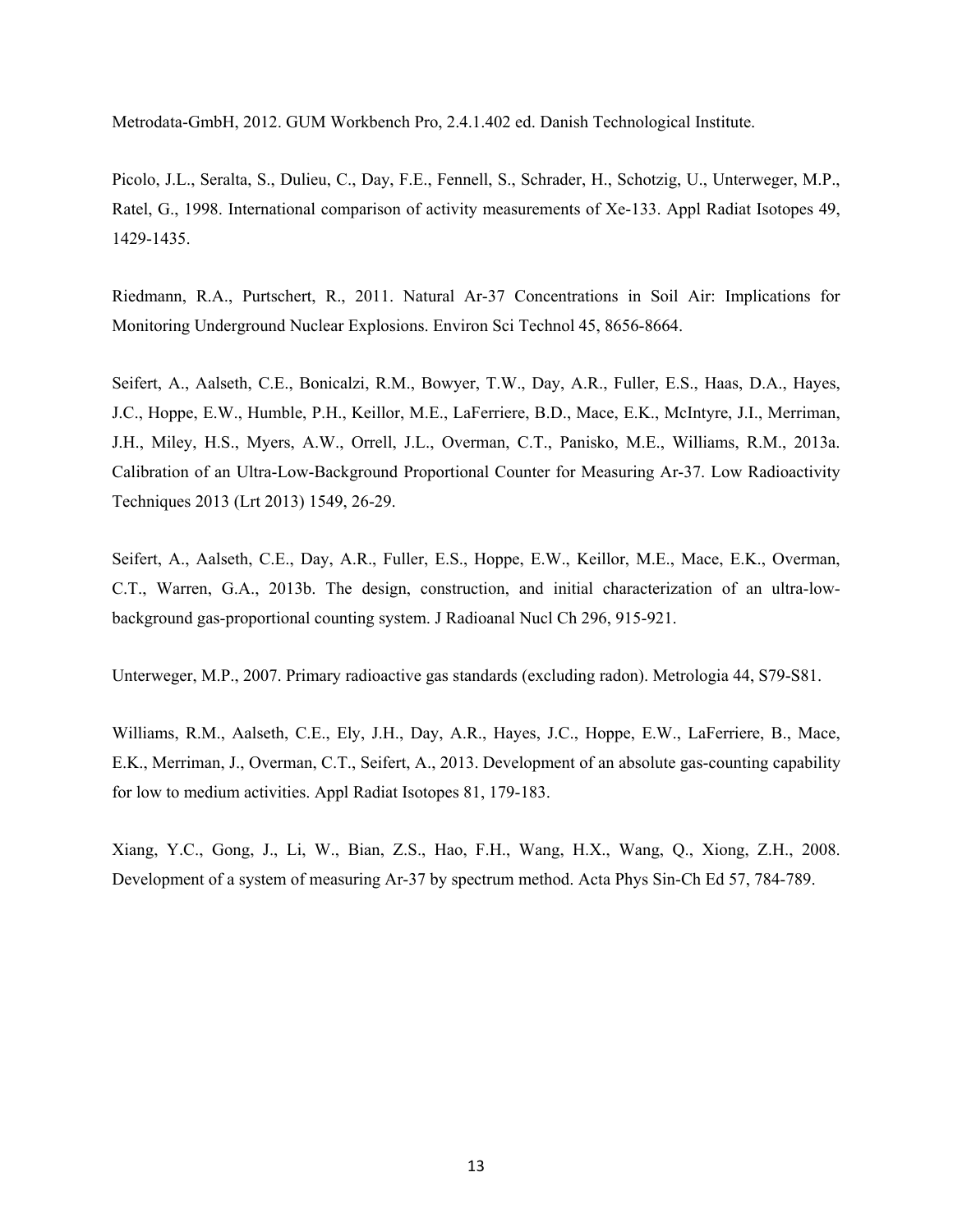Metrodata-GmbH, 2012. GUM Workbench Pro, 2.4.1.402 ed. Danish Technological Institute.

Picolo, J.L., Seralta, S., Dulieu, C., Day, F.E., Fennell, S., Schrader, H., Schotzig, U., Unterweger, M.P., Ratel, G., 1998. International comparison of activity measurements of Xe-133. Appl Radiat Isotopes 49, 1429-1435.

Riedmann, R.A., Purtschert, R., 2011. Natural Ar-37 Concentrations in Soil Air: Implications for Monitoring Underground Nuclear Explosions. Environ Sci Technol 45, 8656-8664.

Seifert, A., Aalseth, C.E., Bonicalzi, R.M., Bowyer, T.W., Day, A.R., Fuller, E.S., Haas, D.A., Hayes, J.C., Hoppe, E.W., Humble, P.H., Keillor, M.E., LaFerriere, B.D., Mace, E.K., McIntyre, J.I., Merriman, J.H., Miley, H.S., Myers, A.W., Orrell, J.L., Overman, C.T., Panisko, M.E., Williams, R.M., 2013a. Calibration of an Ultra-Low-Background Proportional Counter for Measuring Ar-37. Low Radioactivity Techniques 2013 (Lrt 2013) 1549, 26-29.

Seifert, A., Aalseth, C.E., Day, A.R., Fuller, E.S., Hoppe, E.W., Keillor, M.E., Mace, E.K., Overman, C.T., Warren, G.A., 2013b. The design, construction, and initial characterization of an ultra-low-background gas-proportional counting system. J Radioanal Nucl Ch 296, 915-921.

Unterweger, M.P., 2007. Primary radioactive gas standards (excluding radon). Metrologia 44, S79-S81.

Williams, R.M., Aalseth, C.E., Ely, J.H., Day, A.R., Hayes, J.C., Hoppe, E.W., LaFerriere, B., Mace, E.K., Merriman, J., Overman, C.T., Seifert, A., 2013. Development of an absolute gas-counting capability for low to medium activities. Appl Radiat Isotopes 81, 179-183.

Xiang, Y.C., Gong, J., Li, W., Bian, Z.S., Hao, F.H., Wang, H.X., Wang, Q., Xiong, Z.H., 2008. Development of a system of measuring Ar-37 by spectrum method. Acta Phys Sin-Ch Ed 57, 784-789.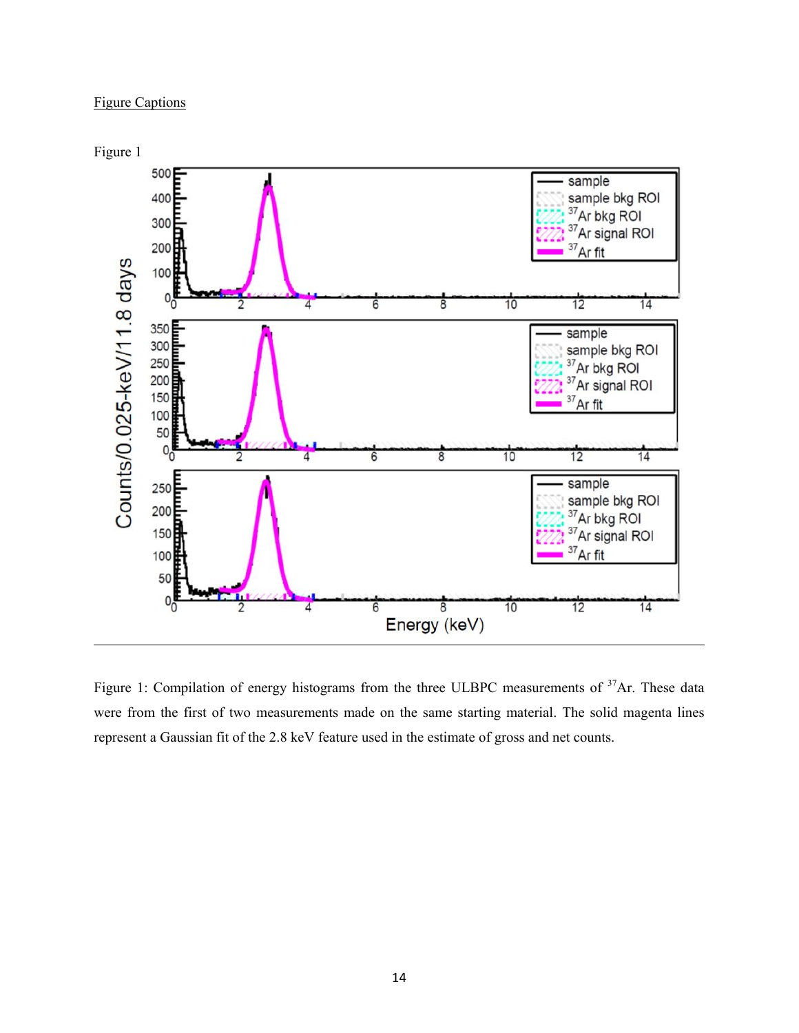Figure Captions

Figure 1

Figure 1: Compilation of energy histograms from the three ULBPC measurements of $^{37}$Ar. These data were from the first of two measurements made on the same starting material. The solid magenta lines represent a Gaussian fit of the 2.8 keV feature used in the estimate of gross and net counts.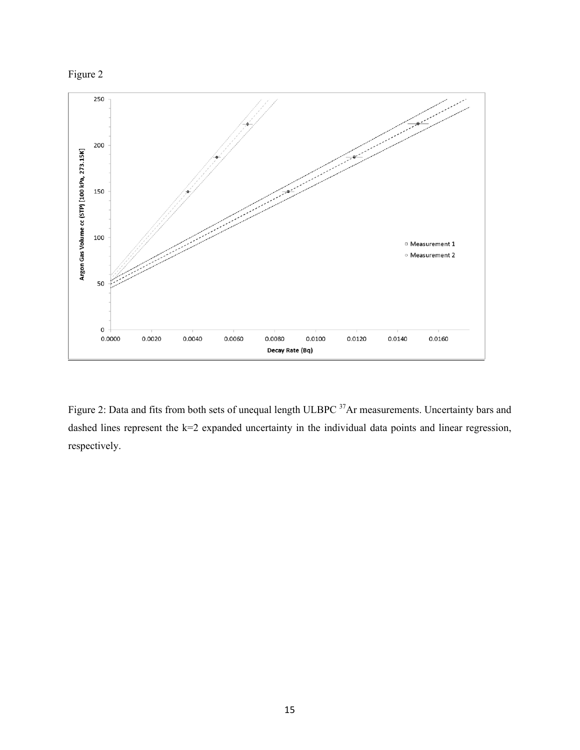Figure 2

Figure 2: Data and fits from both sets of unequal length ULBPC $^{37}$Ar measurements. Uncertainty bars and dashed lines represent the k=2 expanded uncertainty in the individual data points and linear regression, respectively.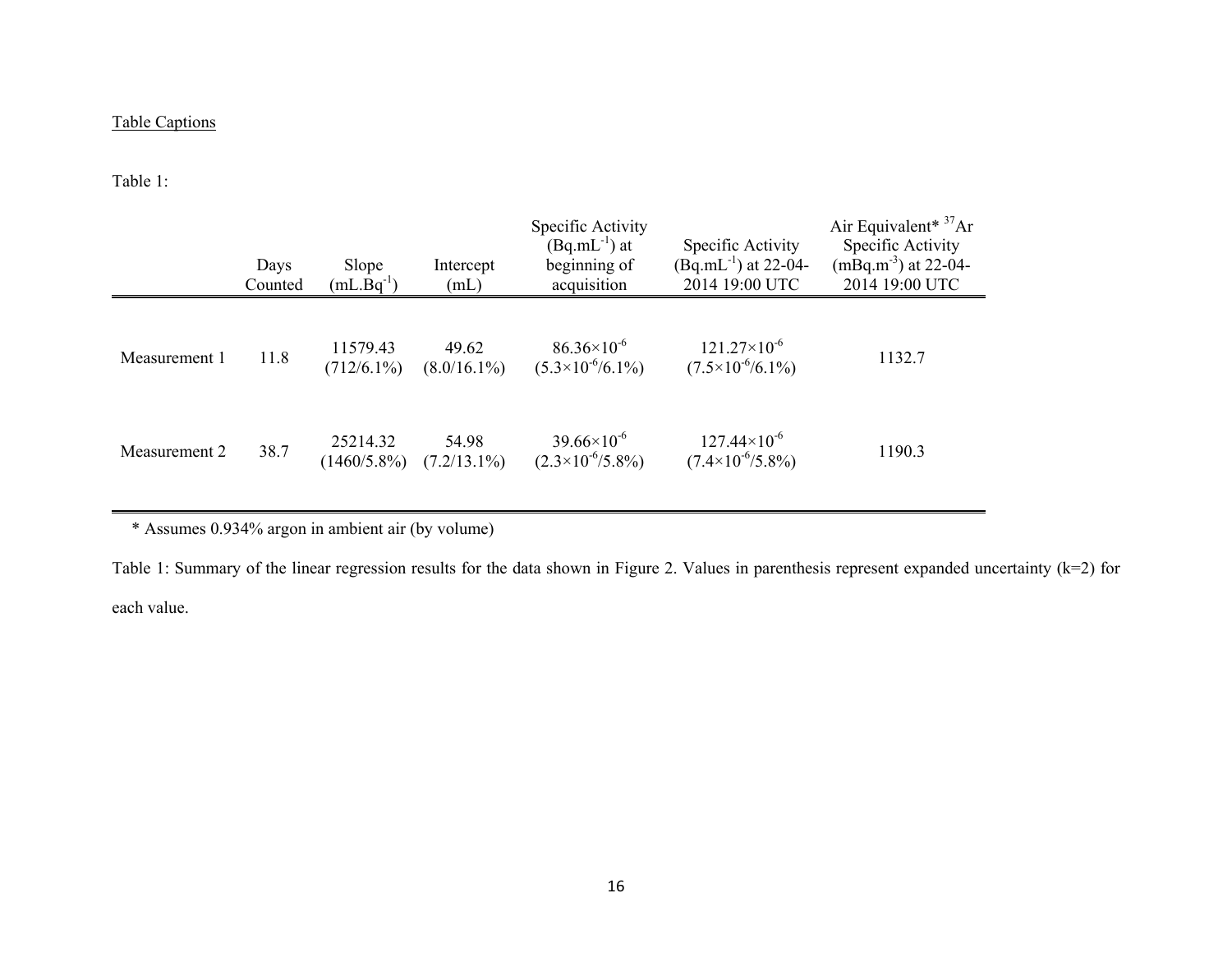Table Captions

Table 1:

| | Days Counted | Slope ($mL.Bq^{-1}$) | Intercept (mL) | Specific Activity ($Bq.mL^{-1}$) at beginning of acquisition | Specific Activity ($Bq.mL^{-1}$) at 22-04-2014 19:00 UTC | Air Equivalent* $^{37}Ar$ Specific Activity ($mBq.m^{-3}$) at 22-04-2014 19:00 UTC |
|---|---|---|---|---|---|---|
| Measurement 1 | 11.8 | 11579.43 (712/6.1%) | 49.62 (8.0/16.1%) | $86.36\times10^{-6}$ ($5.3\times10^{-6}$/6.1%) | $121.27\times10^{-6}$ ($7.5\times10^{-6}$/6.1%) | 1132.7 |
| Measurement 2 | 38.7 | 25214.32 (1460/5.8%) | 54.98 (7.2/13.1%) | $39.66\times10^{-6}$ ($2.3\times10^{-6}$/5.8%) | $127.44\times10^{-6}$ ($7.4\times10^{-6}$/5.8%) | 1190.3 |

* Assumes 0.934% argon in ambient air (by volume)

Table 1: Summary of the linear regression results for the data shown in Figure 2. Values in parenthesis represent expanded uncertainty (k=2) for each value.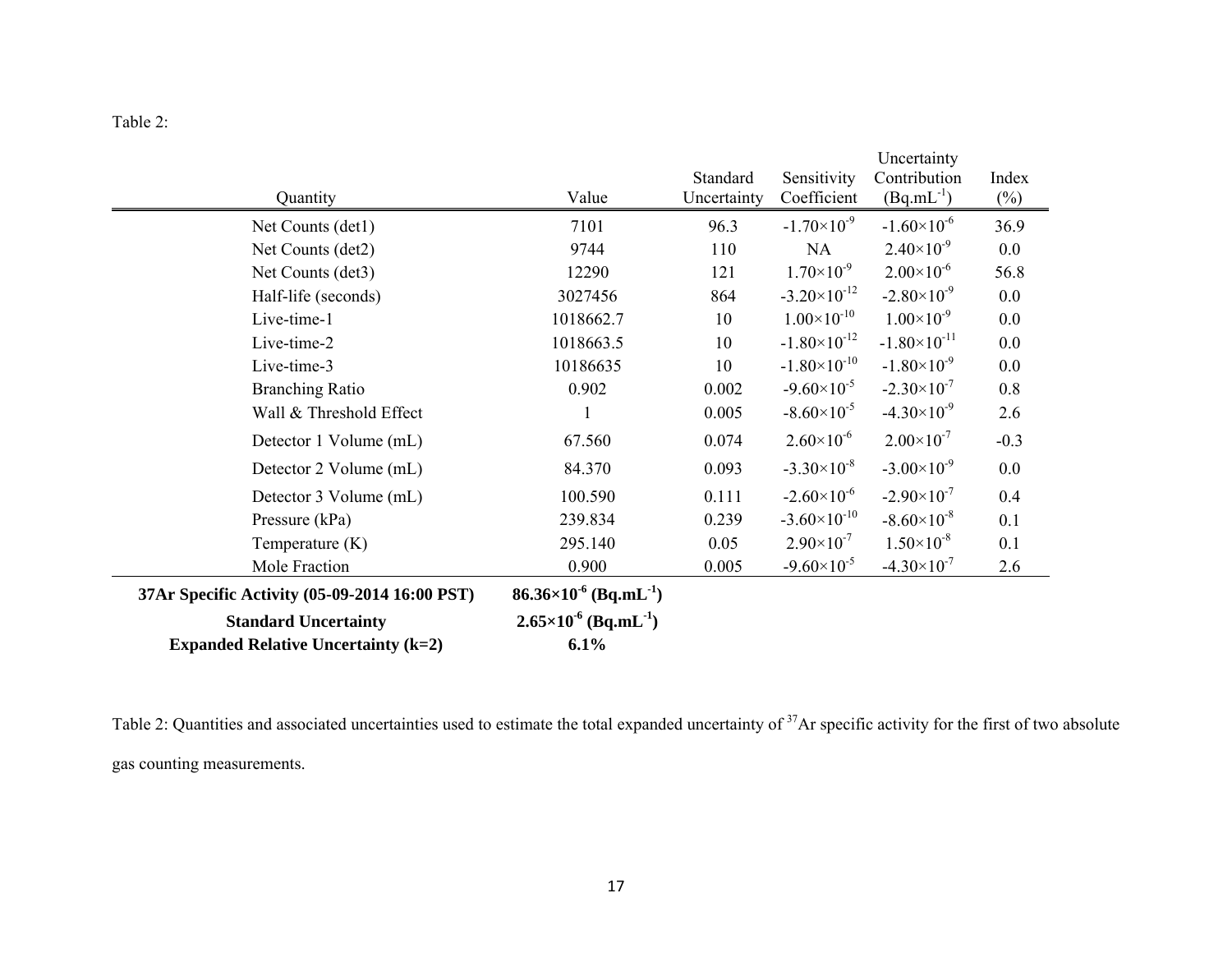Table 2:

| Quantity | Value | Standard Uncertainty | Sensitivity Coefficient | Uncertainty Contribution ($Bq.mL^{-1}$) | Index (%) |
|---|---|---|---|---|---|
| Net Counts (det1) | 7101 | 96.3 | $-1.70\times10^{-9}$ | $-1.60\times10^{-6}$ | 36.9 |
| Net Counts (det2) | 9744 | 110 | NA | $2.40\times10^{-9}$ | 0.0 |
| Net Counts (det3) | 12290 | 121 | $1.70\times10^{-9}$ | $2.00\times10^{-6}$ | 56.8 |
| Half-life (seconds) | 3027456 | 864 | $-3.20\times10^{-12}$ | $-2.80\times10^{-9}$ | 0.0 |
| Live-time-1 | 1018662.7 | 10 | $1.00\times10^{-10}$ | $1.00\times10^{-9}$ | 0.0 |
| Live-time-2 | 1018663.5 | 10 | $-1.80\times10^{-12}$ | $-1.80\times10^{-11}$ | 0.0 |
| Live-time-3 | 10186635 | 10 | $-1.80\times10^{-10}$ | $-1.80\times10^{-9}$ | 0.0 |
| Branching Ratio | 0.902 | 0.002 | $-9.60\times10^{-5}$ | $-2.30\times10^{-7}$ | 0.8 |
| Wall & Threshold Effect | 1 | 0.005 | $-8.60\times10^{-5}$ | $-4.30\times10^{-9}$ | 2.6 |
| Detector 1 Volume (mL) | 67.560 | 0.074 | $2.60\times10^{-6}$ | $2.00\times10^{-7}$ | -0.3 |
| Detector 2 Volume (mL) | 84.370 | 0.093 | $-3.30\times10^{-8}$ | $-3.00\times10^{-9}$ | 0.0 |
| Detector 3 Volume (mL) | 100.590 | 0.111 | $-2.60\times10^{-6}$ | $-2.90\times10^{-7}$ | 0.4 |
| Pressure (kPa) | 239.834 | 0.239 | $-3.60\times10^{-10}$ | $-8.60\times10^{-8}$ | 0.1 |
| Temperature (K) | 295.140 | 0.05 | $2.90\times10^{-7}$ | $1.50\times10^{-8}$ | 0.1 |
| Mole Fraction | 0.900 | 0.005 | $-9.60\times10^{-5}$ | $-4.30\times10^{-7}$ | 2.6 |
| **37Ar Specific Activity (05-09-2014 16:00 PST)** | **$86.36\times10^{-6}$ ($Bq.mL^{-1}$)** | | | | |
| **Standard Uncertainty** | **$2.65\times10^{-6}$ ($Bq.mL^{-1}$)** | | | | |
| **Expanded Relative Uncertainty (k=2)** | **6.1%** | | | | |

Table 2: Quantities and associated uncertainties used to estimate the total expanded uncertainty of $^{37}Ar$ specific activity for the first of two absolute gas counting measurements.